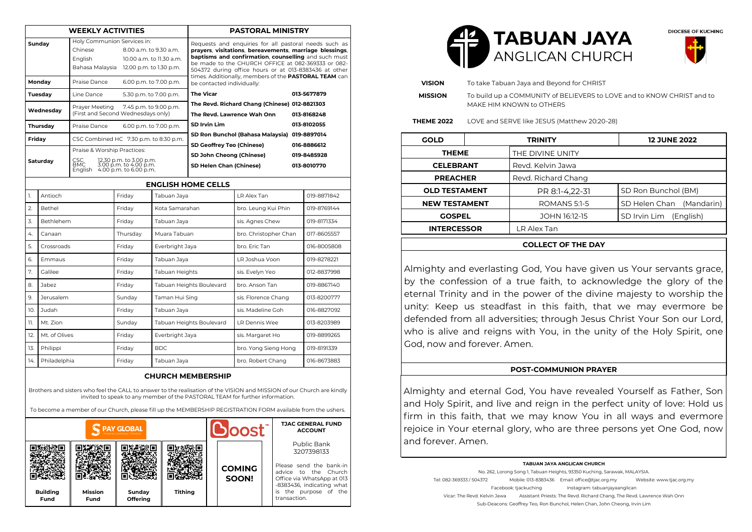## WEEKLY ACTIVITIES

| Day | Activity | Time |
|---|---|---|
| Sunday | Holy Communion Services in: | |
| | Chinese | 8.00 a.m. to 9.30 a.m. |
| | English | 10.00 a.m. to 11.30 a.m. |
| | Bahasa Malaysia | 12.00 p.m. to 1.30 p.m. |
| Monday | Praise Dance | 6.00 p.m. to 7.00 p.m. |
| Tuesday | Line Dance | 5.30 p.m. to 7.00 p.m. |
| Wednesday | Prayer Meeting (First and Second Wednesdays only) | 7.45 p.m. to 9.00 p.m. |
| Thursday | Praise Dance | 6.00 p.m. to 7.00 p.m. |
| Friday | CSC Combined HC | 7:30 p.m. to 8:30 p.m. |
| Saturday | Praise & Worship Practices: | |
| | CSC | 12.30 p.m. to 3.00 p.m. |
| | BMC | 3.00 p.m. to 4.00 p.m. |
| | English | 4.00 p.m. to 6.00 p.m. |

## PASTORAL MINISTRY

Requests and enquiries for all pastoral needs such as **prayers**, **visitations**, **bereavements**, **marriage blessings**, **baptisms and confirmation**, **counselling** and such must be made to the CHURCH OFFICE at 082-369333 or 082-504372 during office hours or at 013-8383436 at other times. Additionally, members of the **PASTORAL TEAM** can be contacted individually:

| | |
|---|---|
| **The Vicar** | 013-5677879 |
| **The Revd. Richard Chang (Chinese)** | 012-8821303 |
| **The Revd. Lawrence Wah Onn** | 013-8168248 |
| **SD Irvin Lim** | 013-8102055 |
| **SD Ron Bunchol (Bahasa Malaysia)** | 019-8897014 |
| **SD Geoffrey Teo (Chinese)** | 016-8886612 |
| **SD John Cheong (Chinese)** | 019-8485928 |
| **SD Helen Chan (Chinese)** | 013-8010770 |

## ENGLISH HOME CELLS

| No. | Cell | Day | Location | Leader | Contact |
|---|---|---|---|---|---|
| 1. | Antioch | Friday | Tabuan Jaya | LR Alex Tan | 019-8871842 |
| 2. | Bethel | Friday | Kota Samarahan | bro. Leung Kui Phin | 019-8769144 |
| 3. | Bethlehem | Friday | Tabuan Jaya | sis. Agnes Chew | 019-8171334 |
| 4. | Canaan | Thursday | Muara Tabuan | bro. Christopher Chan | 017-8605557 |
| 5. | Crossroads | Friday | Everbright Jaya | bro. Eric Tan | 016-8005808 |
| 6. | Emmaus | Friday | Tabuan Jaya | LR Joshua Voon | 019-8278221 |
| 7. | Galilee | Friday | Tabuan Heights | sis. Evelyn Yeo | 012-8837998 |
| 8. | Jabez | Friday | Tabuan Heights Boulevard | bro. Anson Tan | 019-8867140 |
| 9. | Jerusalem | Sunday | Taman Hui Sing | sis. Florence Chang | 013-8200777 |
| 10. | Judah | Friday | Tabuan Jaya | sis. Madeline Goh | 016-8827092 |
| 11. | Mt. Zion | Sunday | Tabuan Heights Boulevard | LR Dennis Wee | 013-8203989 |
| 12. | Mt. of Olives | Friday | Everbright Jaya | sis. Margaret Ho | 019-8899265 |
| 13. | Philippi | Friday | BDC | bro. Yong Sieng Hong | 019-8191339 |
| 14. | Philadelphia | Friday | Tabuan Jaya | bro. Robert Chang | 016-8673883 |

## CHURCH MEMBERSHIP

Brothers and sisters who feel the CALL to answer to the realisation of the VISION and MISSION of our Church are kindly invited to speak to any member of the PASTORAL TEAM for further information.

To become a member of our Church, please fill up the MEMBERSHIP REGISTRATION FORM available from the ushers.

| PAY GLOBAL | | | | Boost | TJAC GENERAL FUND ACCOUNT |
|---|---|---|---|---|---|
| Building Fund | Mission Fund | Sunday Offering | Tithing | COMING SOON! | Public Bank 3207398133 |

Please send the bank-in advice to the Church Office via WhatsApp at 013-8383436, indicating what is the purpose of the transaction.

# TABUAN JAYA ANGLICAN CHURCH

DIOCESE OF KUCHING

**VISION** To take Tabuan Jaya and Beyond for CHRIST

**MISSION** To build up a COMMUNITY of BELIEVERS to LOVE and to KNOW CHRIST and to MAKE HIM KNOWN to OTHERS

**THEME 2022** LOVE and SERVE like JESUS (Matthew 20:20-28)

| GOLD | TRINITY | 12 JUNE 2022 |
|---|---|---|
| **THEME** | THE DIVINE UNITY | |
| **CELEBRANT** | Revd. Kelvin Jawa | |
| **PREACHER** | Revd. Richard Chang | |
| **OLD TESTAMENT** | PR 8:1-4,22-31 | SD Ron Bunchol (BM) |
| **NEW TESTAMENT** | ROMANS 5:1-5 | SD Helen Chan (Mandarin) |
| **GOSPEL** | JOHN 16:12-15 | SD Irvin Lim (English) |
| **INTERCESSOR** | LR Alex Tan | |

## COLLECT OF THE DAY

Almighty and everlasting God, You have given us Your servants grace, by the confession of a true faith, to acknowledge the glory of the eternal Trinity and in the power of the divine majesty to worship the unity: Keep us steadfast in this faith, that we may evermore be defended from all adversities; through Jesus Christ Your Son our Lord, who is alive and reigns with You, in the unity of the Holy Spirit, one God, now and forever. Amen.

## POST-COMMUNION PRAYER

Almighty and eternal God, You have revealed Yourself as Father, Son and Holy Spirit, and live and reign in the perfect unity of love: Hold us firm in this faith, that we may know You in all ways and evermore rejoice in Your eternal glory, who are three persons yet One God, now and forever. Amen.

**TABUAN JAYA ANGLICAN CHURCH**

No. 262, Lorong Song 1, Tabuan Heights, 93350 Kuching, Sarawak, MALAYSIA.

Tel: 082-369333 / 504372 Mobile: 013-8383436 Email: office@tjac.org.my Website: www.tjac.org.my

Facebook: tjackuching Instagram: tabuanjayaanglican

Vicar: The Revd. Kelvin Jawa Assistant Priests: The Revd. Richard Chang, The Revd. Lawrence Wah Onn

Sub-Deacons: Geoffrey Teo, Ron Bunchol, Helen Chan, John Cheong, Irvin Lim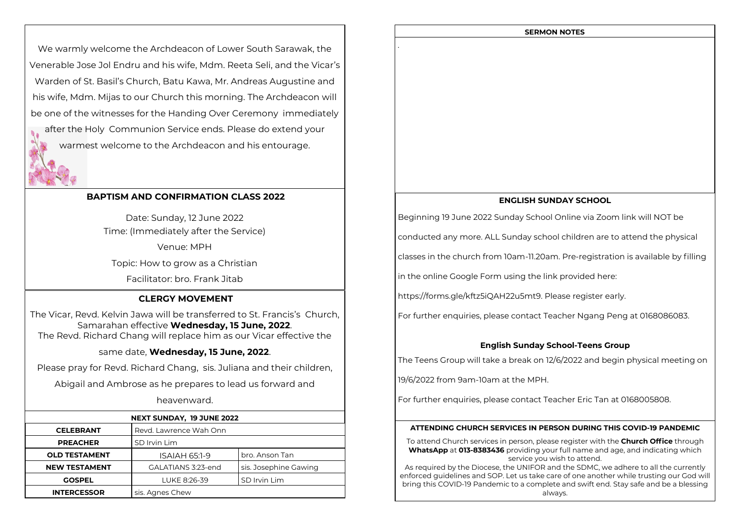We warmly welcome the Archdeacon of Lower South Sarawak, the Venerable Jose Jol Endru and his wife, Mdm. Reeta Seli, and the Vicar's Warden of St. Basil's Church, Batu Kawa, Mr. Andreas Augustine and his wife, Mdm. Mijas to our Church this morning. The Archdeacon will be one of the witnesses for the Handing Over Ceremony immediately after the Holy Communion Service ends. Please do extend your warmest welcome to the Archdeacon and his entourage.

## BAPTISM AND CONFIRMATION CLASS 2022

Date: Sunday, 12 June 2022

Time: (Immediately after the Service)

Venue: MPH

Topic: How to grow as a Christian

Facilitator: bro. Frank Jitab

## CLERGY MOVEMENT

The Vicar, Revd. Kelvin Jawa will be transferred to St. Francis's Church, Samarahan effective **Wednesday, 15 June, 2022**.

The Revd. Richard Chang will replace him as our Vicar effective the same date, **Wednesday, 15 June, 2022**.

Please pray for Revd. Richard Chang, sis. Juliana and their children, Abigail and Ambrose as he prepares to lead us forward and heavenward.

| NEXT SUNDAY, 19 JUNE 2022 | | |
|---|---|---|
| **CELEBRANT** | Revd. Lawrence Wah Onn | |
| **PREACHER** | SD Irvin Lim | |
| **OLD TESTAMENT** | ISAIAH 65:1-9 | bro. Anson Tan |
| **NEW TESTAMENT** | GALATIANS 3:23-end | sis. Josephine Gawing |
| **GOSPEL** | LUKE 8:26-39 | SD Irvin Lim |
| **INTERCESSOR** | sis. Agnes Chew | |

## SERMON NOTES

.

## ENGLISH SUNDAY SCHOOL

Beginning 19 June 2022 Sunday School Online via Zoom link will NOT be conducted any more. ALL Sunday school children are to attend the physical classes in the church from 10am-11.20am. Pre-registration is available by filling in the online Google Form using the link provided here: https://forms.gle/kftz5iQAH22u5mt9. Please register early.

For further enquiries, please contact Teacher Ngang Peng at 0168086083.

### English Sunday School-Teens Group

The Teens Group will take a break on 12/6/2022 and begin physical meeting on 19/6/2022 from 9am-10am at the MPH.

For further enquiries, please contact Teacher Eric Tan at 0168005808.

### ATTENDING CHURCH SERVICES IN PERSON DURING THIS COVID-19 PANDEMIC

To attend Church services in person, please register with the **Church Office** through **WhatsApp** at **013-8383436** providing your full name and age, and indicating which service you wish to attend.

As required by the Diocese, the UNIFOR and the SDMC, we adhere to all the currently enforced guidelines and SOP. Let us take care of one another while trusting our God will bring this COVID-19 Pandemic to a complete and swift end. Stay safe and be a blessing always.